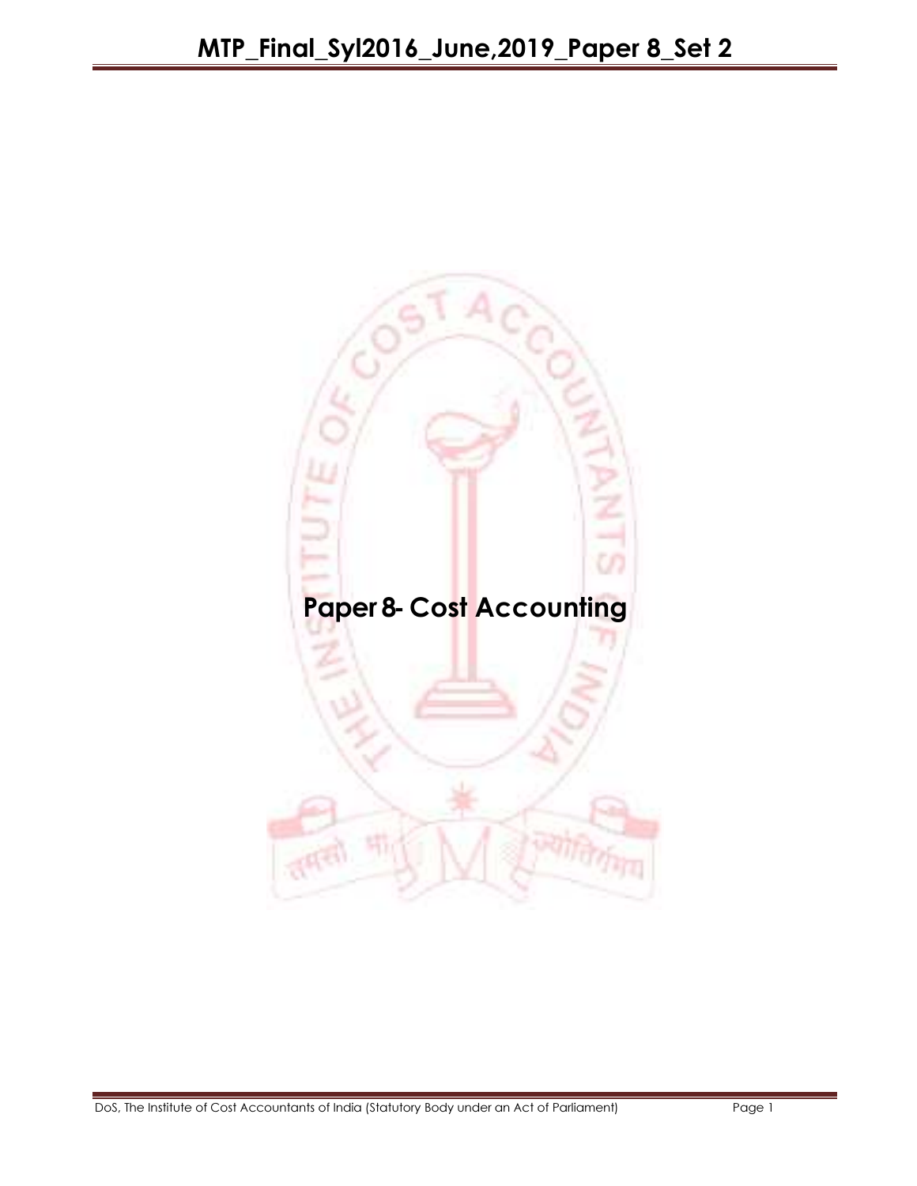# Paper 8- Cost Accounting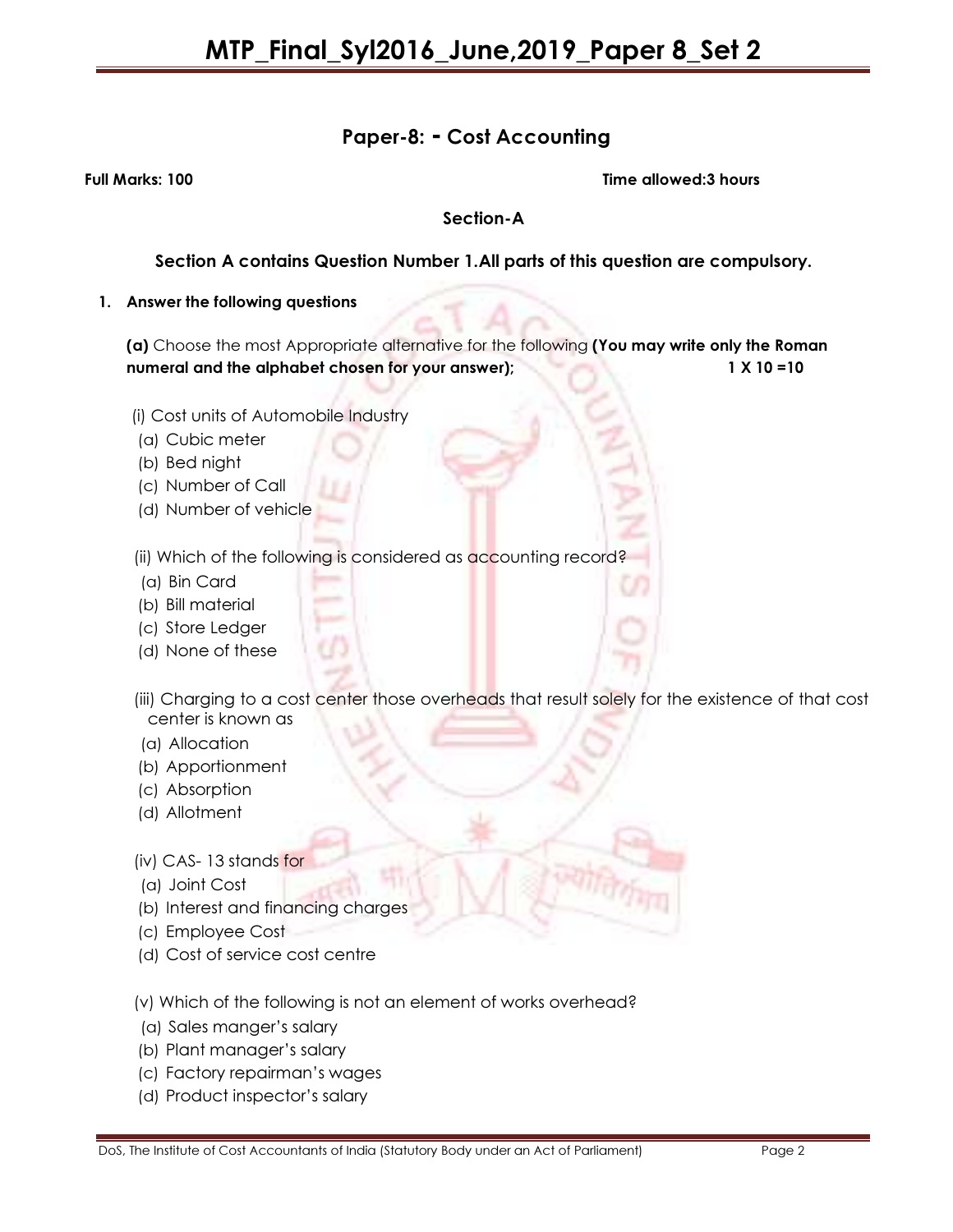# Paper-8: - Cost Accounting

**Full Marks: 100** **Time allowed:3 hours**

## Section-A

**Section A contains Question Number 1.All parts of this question are compulsory.**

1. **Answer the following questions**

**(a)** Choose the most Appropriate alternative for the following **(You may write only the Roman numeral and the alphabet chosen for your answer);** **1 X 10 =10**

(i) Cost units of Automobile Industry
(a) Cubic meter
(b) Bed night
(c) Number of Call
(d) Number of vehicle

(ii) Which of the following is considered as accounting record?
(a) Bin Card
(b) Bill material
(c) Store Ledger
(d) None of these

(iii) Charging to a cost center those overheads that result solely for the existence of that cost center is known as
(a) Allocation
(b) Apportionment
(c) Absorption
(d) Allotment

(iv) CAS- 13 stands for
(a) Joint Cost
(b) Interest and financing charges
(c) Employee Cost
(d) Cost of service cost centre

(v) Which of the following is not an element of works overhead?
(a) Sales manger's salary
(b) Plant manager's salary
(c) Factory repairman's wages
(d) Product inspector's salary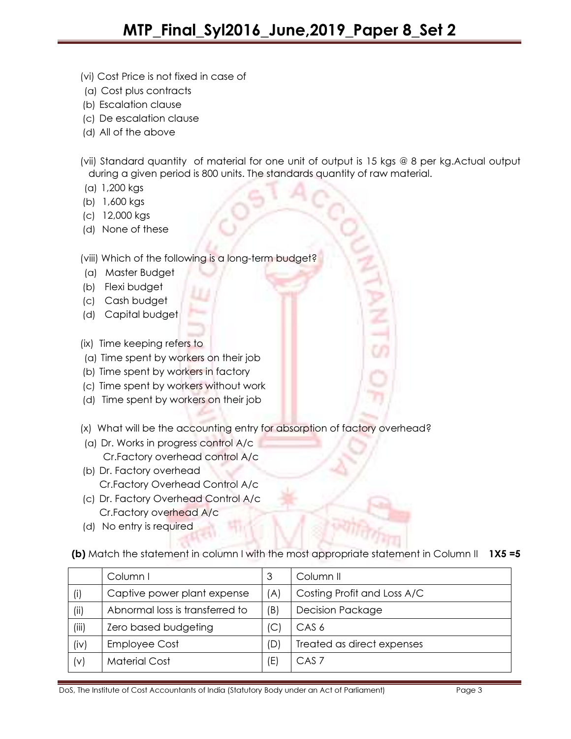(vi) Cost Price is not fixed in case of

(a) Cost plus contracts

(b) Escalation clause

(c) De escalation clause

(d) All of the above

(vii) Standard quantity of material for one unit of output is 15 kgs @ 8 per kg.Actual output during a given period is 800 units. The standards quantity of raw material.

(a) 1,200 kgs

(b) 1,600 kgs

(c) 12,000 kgs

(d) None of these

(viii) Which of the following is a long-term budget?

(a) Master Budget

(b) Flexi budget

(c) Cash budget

(d) Capital budget

(ix) Time keeping refers to

(a) Time spent by workers on their job

(b) Time spent by workers in factory

(c) Time spent by workers without work

(d) Time spent by workers on their job

(x) What will be the accounting entry for absorption of factory overhead?

(a) Dr. Works in progress control A/c
 Cr.Factory overhead control A/c

(b) Dr. Factory overhead
 Cr.Factory Overhead Control A/c

(c) Dr. Factory Overhead Control A/c
 Cr.Factory overhead A/c

(d) No entry is required

**(b)** Match the statement in column I with the most appropriate statement in Column II **1X5 =5**

| | Column I | 3 | Column II |
|---|---|---|---|
| (i) | Captive power plant expense | (A) | Costing Profit and Loss A/C |
| (ii) | Abnormal loss is transferred to | (B) | Decision Package |
| (iii) | Zero based budgeting | (C) | CAS 6 |
| (iv) | Employee Cost | (D) | Treated as direct expenses |
| (v) | Material Cost | (E) | CAS 7 |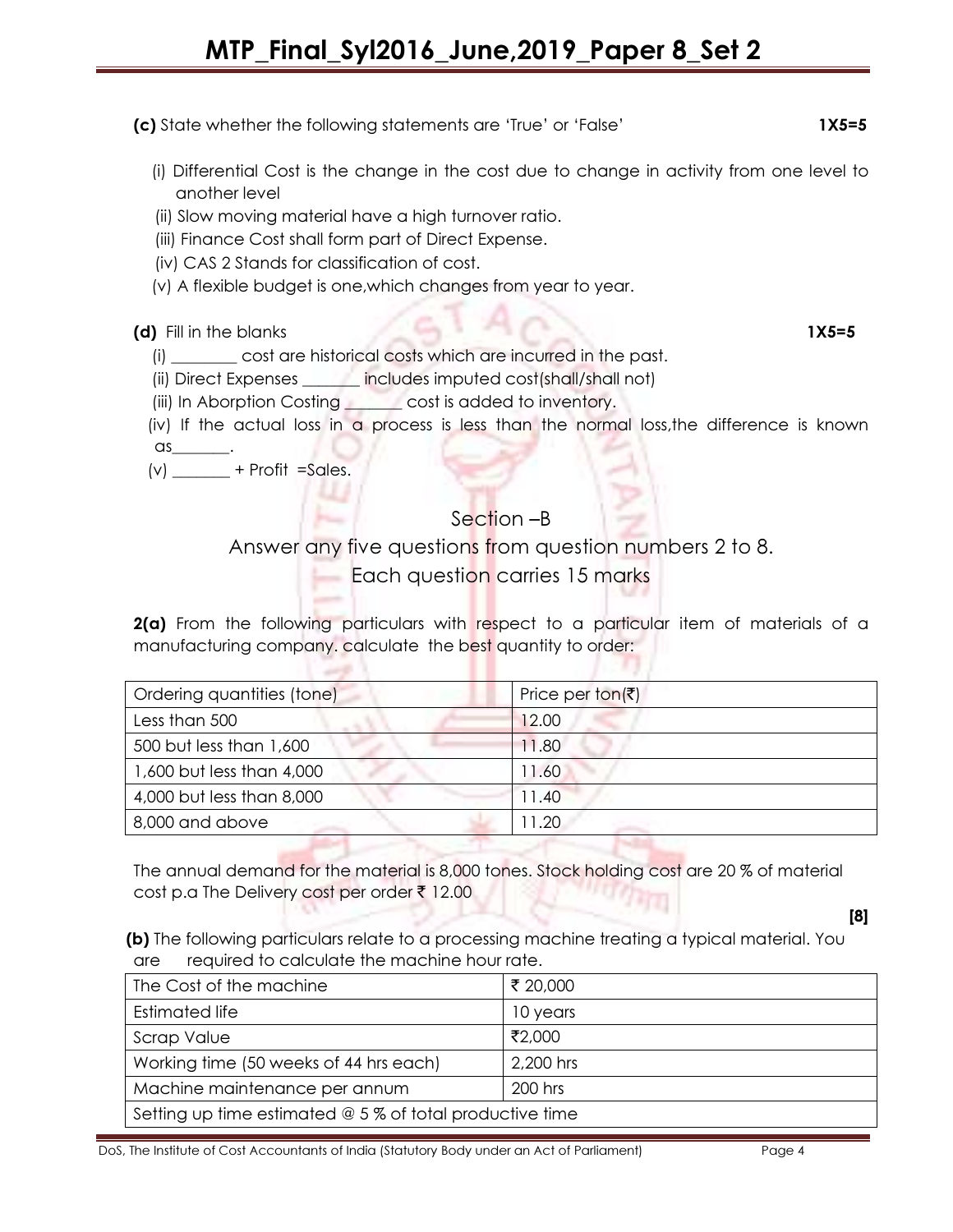**(c)** State whether the following statements are 'True' or 'False' **1X5=5**

(i) Differential Cost is the change in the cost due to change in activity from one level to another level

(ii) Slow moving material have a high turnover ratio.

(iii) Finance Cost shall form part of Direct Expense.

(iv) CAS 2 Stands for classification of cost.

(v) A flexible budget is one,which changes from year to year.

**(d)** Fill in the blanks **1X5=5**

(i) ________ cost are historical costs which are incurred in the past.

(ii) Direct Expenses _______ includes imputed cost(shall/shall not)

(iii) In Aborption Costing _______ cost is added to inventory.

(iv) If the actual loss in a process is less than the normal loss,the difference is known as_______.

(v) _______ + Profit =Sales.

## Section –B

### Answer any five questions from question numbers 2 to 8.

### Each question carries 15 marks

**2(a)** From the following particulars with respect to a particular item of materials of a manufacturing company. calculate the best quantity to order:

| Ordering quantities (tone) | Price per ton(₹) |
|---|---|
| Less than 500 | 12.00 |
| 500 but less than 1,600 | 11.80 |
| 1,600 but less than 4,000 | 11.60 |
| 4,000 but less than 8,000 | 11.40 |
| 8,000 and above | 11.20 |

The annual demand for the material is 8,000 tones. Stock holding cost are 20 % of material cost p.a The Delivery cost per order ₹ 12.00

**[8]**

**(b)** The following particulars relate to a processing machine treating a typical material. You are required to calculate the machine hour rate.

| The Cost of the machine | ₹ 20,000 |
|---|---|
| Estimated life | 10 years |
| Scrap Value | ₹2,000 |
| Working time (50 weeks of 44 hrs each) | 2,200 hrs |
| Machine maintenance per annum | 200 hrs |
| Setting up time estimated @ 5 % of total productive time | |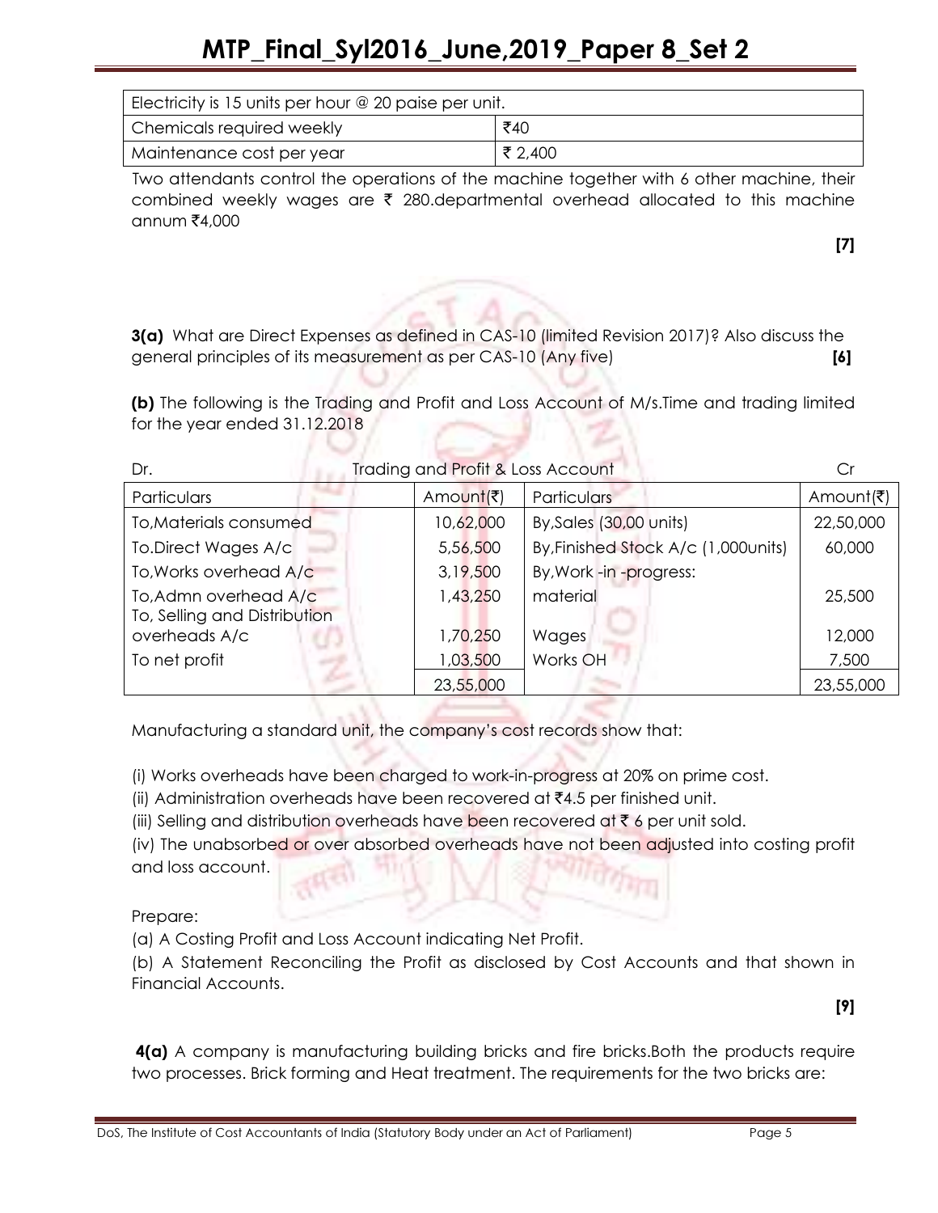| Electricity is 15 units per hour @ 20 paise per unit. | |
|---|---|
| Chemicals required weekly | ₹40 |
| Maintenance cost per year | ₹ 2,400 |

Two attendants control the operations of the machine together with 6 other machine, their combined weekly wages are ₹ 280.departmental overhead allocated to this machine annum ₹4,000

**[7]**

**3(a)** What are Direct Expenses as defined in CAS-10 (limited Revision 2017)? Also discuss the general principles of its measurement as per CAS-10 (Any five) **[6]**

**(b)** The following is the Trading and Profit and Loss Account of M/s.Time and trading limited for the year ended 31.12.2018

Dr. Trading and Profit & Loss Account Cr

| Particulars | Amount(₹) | Particulars | Amount(₹) |
|---|---|---|---|
| To,Materials consumed | 10,62,000 | By,Sales (30,00 units) | 22,50,000 |
| To.Direct Wages A/c | 5,56,500 | By,Finished Stock A/c (1,000units) | 60,000 |
| To,Works overhead A/c | 3,19,500 | By,Work -in -progress: | |
| To,Admn overhead A/c | 1,43,250 | material | 25,500 |
| To, Selling and Distribution overheads A/c | 1,70,250 | Wages | 12,000 |
| To net profit | 1,03,500 | Works OH | 7,500 |
| | 23,55,000 | | 23,55,000 |

Manufacturing a standard unit, the company's cost records show that:

(i) Works overheads have been charged to work-in-progress at 20% on prime cost.

(ii) Administration overheads have been recovered at ₹4.5 per finished unit.

(iii) Selling and distribution overheads have been recovered at ₹ 6 per unit sold.

(iv) The unabsorbed or over absorbed overheads have not been adjusted into costing profit and loss account.

Prepare:

(a) A Costing Profit and Loss Account indicating Net Profit.

(b) A Statement Reconciling the Profit as disclosed by Cost Accounts and that shown in Financial Accounts.

**[9]**

**4(a)** A company is manufacturing building bricks and fire bricks.Both the products require two processes. Brick forming and Heat treatment. The requirements for the two bricks are: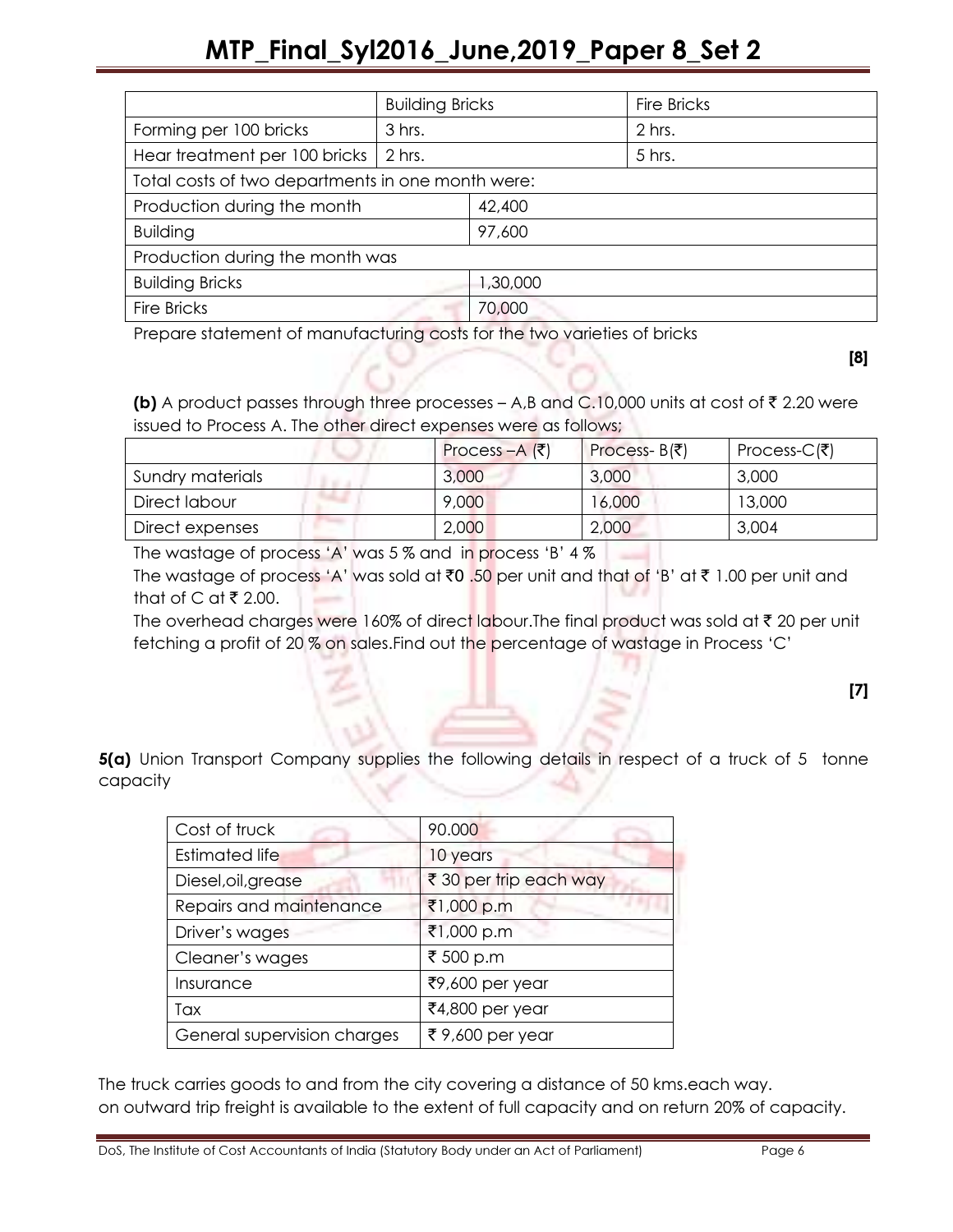| | Building Bricks | | Fire Bricks |
|---|---|---|---|
| Forming per 100 bricks | 3 hrs. | | 2 hrs. |
| Hear treatment per 100 bricks | 2 hrs. | | 5 hrs. |
| Total costs of two departments in one month were: | | | |
| Production during the month | | 42,400 | |
| Building | | 97,600 | |
| Production during the month was | | | |
| Building Bricks | | 1,30,000 | |
| Fire Bricks | | 70,000 | |

Prepare statement of manufacturing costs for the two varieties of bricks

**[8]**

**(b)** A product passes through three processes – A,B and C.10,000 units at cost of ₹ 2.20 were issued to Process A. The other direct expenses were as follows;

| | Process –A (₹) | Process- B(₹) | Process-C(₹) |
|---|---|---|---|
| Sundry materials | 3,000 | 3,000 | 3,000 |
| Direct labour | 9,000 | 16,000 | 13,000 |
| Direct expenses | 2,000 | 2,000 | 3,004 |

The wastage of process 'A' was 5 % and in process 'B' 4 %

The wastage of process 'A' was sold at ₹0 .50 per unit and that of 'B' at ₹ 1.00 per unit and that of C at ₹ 2.00.

The overhead charges were 160% of direct labour.The final product was sold at ₹ 20 per unit fetching a profit of 20 % on sales.Find out the percentage of wastage in Process 'C'

**[7]**

**5(a)** Union Transport Company supplies the following details in respect of a truck of 5 tonne capacity

| Cost of truck | 90.000 |
|---|---|
| Estimated life | 10 years |
| Diesel,oil,grease | ₹ 30 per trip each way |
| Repairs and maintenance | ₹1,000 p.m |
| Driver's wages | ₹1,000 p.m |
| Cleaner's wages | ₹ 500 p.m |
| Insurance | ₹9,600 per year |
| Tax | ₹4,800 per year |
| General supervision charges | ₹ 9,600 per year |

The truck carries goods to and from the city covering a distance of 50 kms.each way.

on outward trip freight is available to the extent of full capacity and on return 20% of capacity.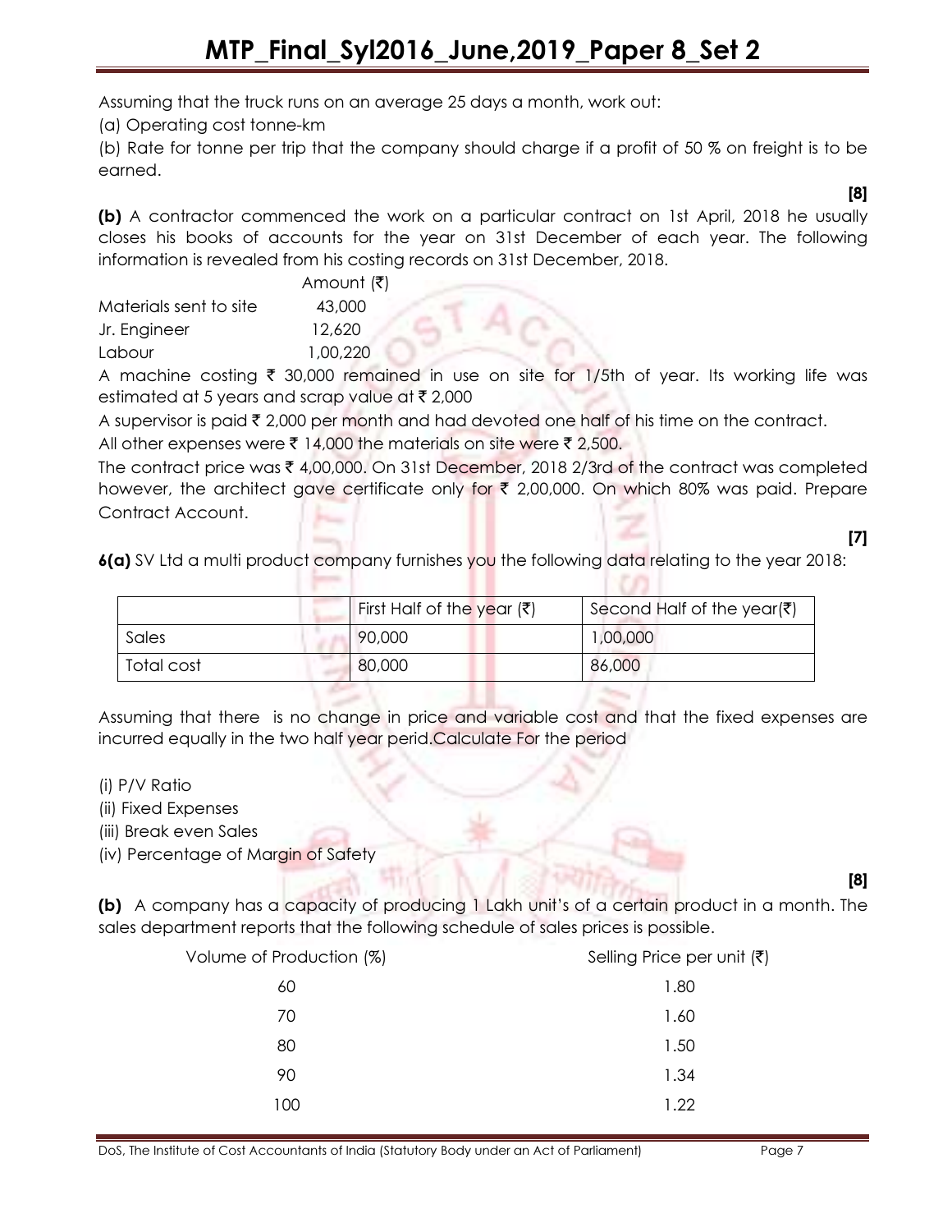Assuming that the truck runs on an average 25 days a month, work out:

(a) Operating cost tonne-km

(b) Rate for tonne per trip that the company should charge if a profit of 50 % on freight is to be earned.

**[8]**

**(b)** A contractor commenced the work on a particular contract on 1st April, 2018 he usually closes his books of accounts for the year on 31st December of each year. The following information is revealed from his costing records on 31st December, 2018.

| | Amount (₹) |
|---|---|
| Materials sent to site | 43,000 |
| Jr. Engineer | 12,620 |
| Labour | 1,00,220 |

A machine costing ₹ 30,000 remained in use on site for 1/5th of year. Its working life was estimated at 5 years and scrap value at ₹ 2,000

A supervisor is paid ₹ 2,000 per month and had devoted one half of his time on the contract.

All other expenses were ₹ 14,000 the materials on site were ₹ 2,500.

The contract price was ₹ 4,00,000. On 31st December, 2018 2/3rd of the contract was completed however, the architect gave certificate only for ₹ 2,00,000. On which 80% was paid. Prepare Contract Account.

**[7]**

**6(a)** SV Ltd a multi product company furnishes you the following data relating to the year 2018:

| | First Half of the year (₹) | Second Half of the year(₹) |
|---|---|---|
| Sales | 90,000 | 1,00,000 |
| Total cost | 80,000 | 86,000 |

Assuming that there is no change in price and variable cost and that the fixed expenses are incurred equally in the two half year perid.Calculate For the period

(i) P/V Ratio

(ii) Fixed Expenses

(iii) Break even Sales

(iv) Percentage of Margin of Safety

**[8]**

**(b)** A company has a capacity of producing 1 Lakh unit's of a certain product in a month. The sales department reports that the following schedule of sales prices is possible.

| Volume of Production (%) | Selling Price per unit (₹) |
|---|---|
| 60 | 1.80 |
| 70 | 1.60 |
| 80 | 1.50 |
| 90 | 1.34 |
| 100 | 1.22 |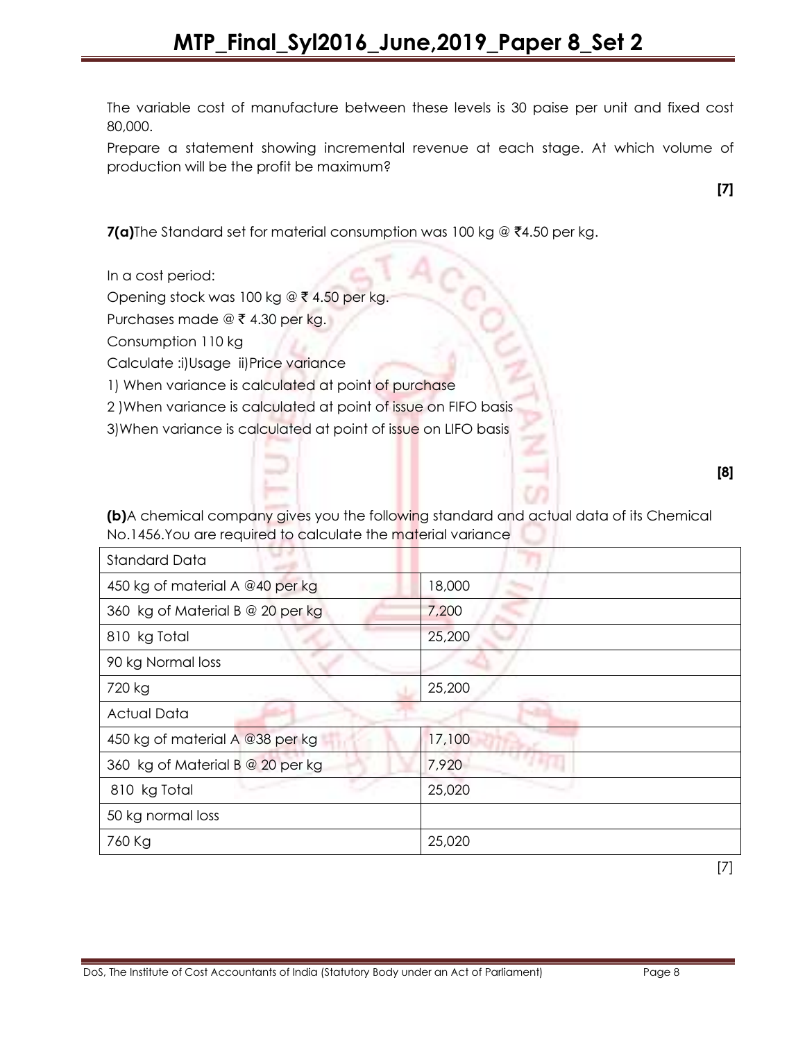The variable cost of manufacture between these levels is 30 paise per unit and fixed cost 80,000.

Prepare a statement showing incremental revenue at each stage. At which volume of production will be the profit be maximum?

**[7]**

**7(a)**The Standard set for material consumption was 100 kg @ ₹4.50 per kg.

In a cost period:

Opening stock was 100 kg @ ₹ 4.50 per kg.

Purchases made @ ₹ 4.30 per kg.

Consumption 110 kg

Calculate :i)Usage ii)Price variance

1) When variance is calculated at point of purchase

2 )When variance is calculated at point of issue on FIFO basis

3)When variance is calculated at point of issue on LIFO basis

**[8]**

**(b)**A chemical company gives you the following standard and actual data of its Chemical No.1456.You are required to calculate the material variance

| Standard Data | |
|---|---|
| 450 kg of material A @40 per kg | 18,000 |
| 360 kg of Material B @ 20 per kg | 7,200 |
| 810 kg Total | 25,200 |
| 90 kg Normal loss | |
| 720 kg | 25,200 |
| Actual Data | |
| 450 kg of material A @38 per kg | 17,100 |
| 360 kg of Material B @ 20 per kg | 7,920 |
| 810 kg Total | 25,020 |
| 50 kg normal loss | |
| 760 Kg | 25,020 |

[7]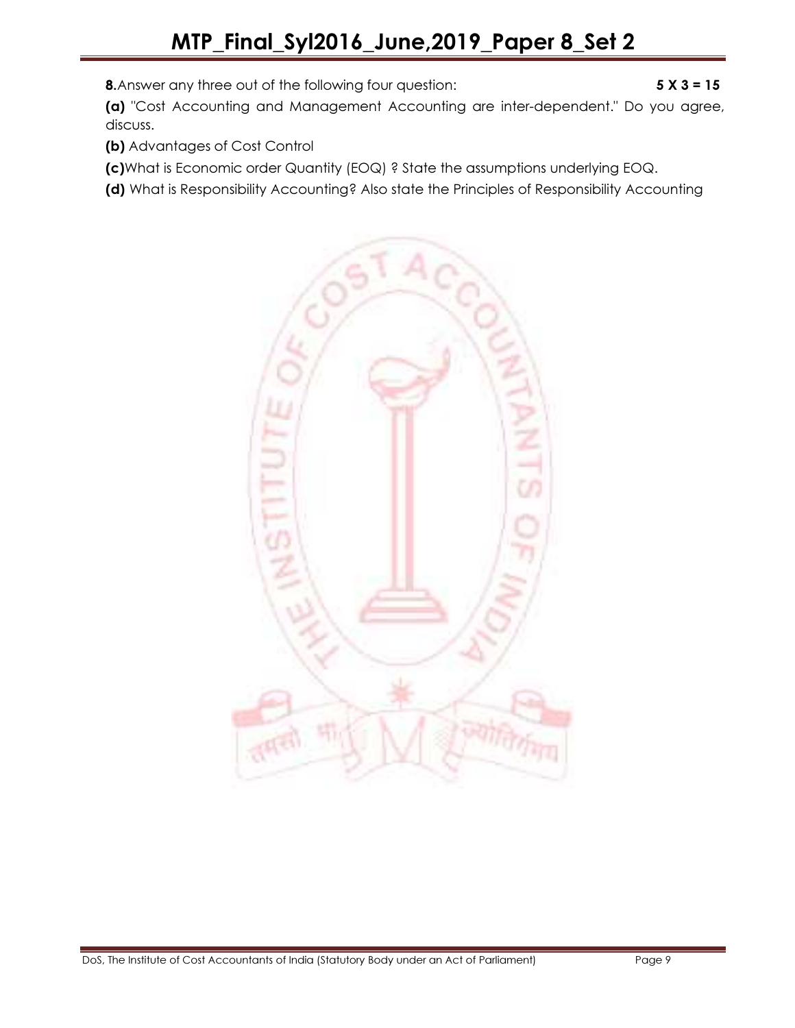**8.** Answer any three out of the following four question: **5 X 3 = 15**

**(a)** "Cost Accounting and Management Accounting are inter-dependent." Do you agree, discuss.

**(b)** Advantages of Cost Control

**(c)** What is Economic order Quantity (EOQ) ? State the assumptions underlying EOQ.

**(d)** What is Responsibility Accounting? Also state the Principles of Responsibility Accounting